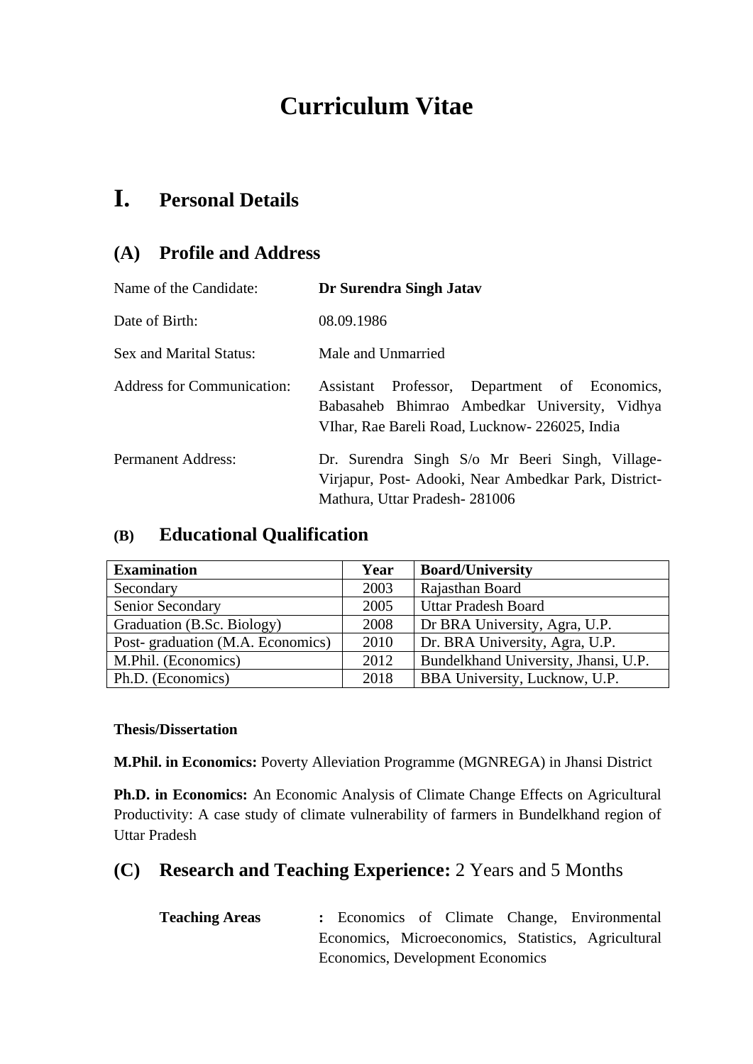# Curriculum Vitae

## I. Personal Details

### (A) Profile and Address

Name of the Candidate: **Dr Surendra Singh Jatav**

Date of Birth: 08.09.1986

Sex and Marital Status: Male and Unmarried

Address for Communication: Assistant Professor, Department of Economics, Babasaheb Bhimrao Ambedkar University, Vidhya VIhar, Rae Bareli Road, Lucknow- 226025, India

Permanent Address: Dr. Surendra Singh S/o Mr Beeri Singh, Village- Virjapur, Post- Adooki, Near Ambedkar Park, District- Mathura, Uttar Pradesh- 281006

### (B) Educational Qualification

| Examination | Year | Board/University |
| --- | --- | --- |
| Secondary | 2003 | Rajasthan Board |
| Senior Secondary | 2005 | Uttar Pradesh Board |
| Graduation (B.Sc. Biology) | 2008 | Dr BRA University, Agra, U.P. |
| Post- graduation (M.A. Economics) | 2010 | Dr. BRA University, Agra, U.P. |
| M.Phil. (Economics) | 2012 | Bundelkhand University, Jhansi, U.P. |
| Ph.D. (Economics) | 2018 | BBA University, Lucknow, U.P. |

**Thesis/Dissertation**

**M.Phil. in Economics:** Poverty Alleviation Programme (MGNREGA) in Jhansi District

**Ph.D. in Economics:** An Economic Analysis of Climate Change Effects on Agricultural Productivity: A case study of climate vulnerability of farmers in Bundelkhand region of Uttar Pradesh

### (C) Research and Teaching Experience: 2 Years and 5 Months

**Teaching Areas** : Economics of Climate Change, Environmental Economics, Microeconomics, Statistics, Agricultural Economics, Development Economics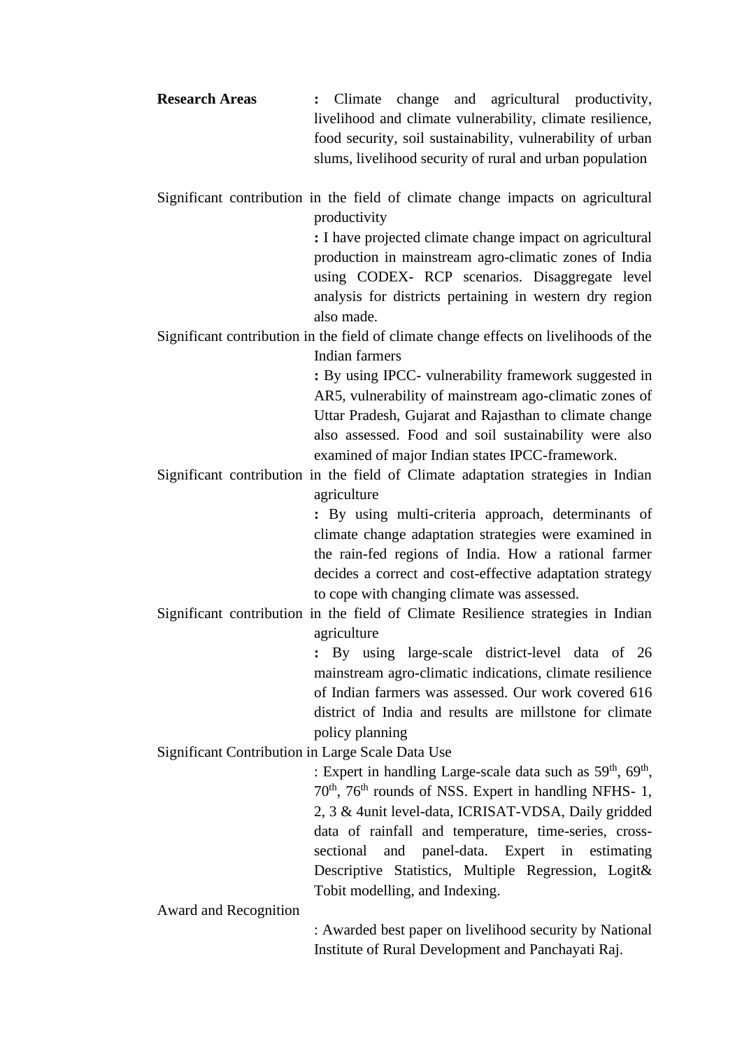**Research Areas** : Climate change and agricultural productivity, livelihood and climate vulnerability, climate resilience, food security, soil sustainability, vulnerability of urban slums, livelihood security of rural and urban population

Significant contribution in the field of climate change impacts on agricultural productivity

: I have projected climate change impact on agricultural production in mainstream agro-climatic zones of India using CODEX- RCP scenarios. Disaggregate level analysis for districts pertaining in western dry region also made.

Significant contribution in the field of climate change effects on livelihoods of the Indian farmers

: By using IPCC- vulnerability framework suggested in AR5, vulnerability of mainstream ago-climatic zones of Uttar Pradesh, Gujarat and Rajasthan to climate change also assessed. Food and soil sustainability were also examined of major Indian states IPCC-framework.

Significant contribution in the field of Climate adaptation strategies in Indian agriculture

: By using multi-criteria approach, determinants of climate change adaptation strategies were examined in the rain-fed regions of India. How a rational farmer decides a correct and cost-effective adaptation strategy to cope with changing climate was assessed.

Significant contribution in the field of Climate Resilience strategies in Indian agriculture

: By using large-scale district-level data of 26 mainstream agro-climatic indications, climate resilience of Indian farmers was assessed. Our work covered 616 district of India and results are millstone for climate policy planning

Significant Contribution in Large Scale Data Use

: Expert in handling Large-scale data such as 59th, 69th, 70th, 76th rounds of NSS. Expert in handling NFHS- 1, 2, 3 & 4unit level-data, ICRISAT-VDSA, Daily gridded data of rainfall and temperature, time-series, cross-sectional and panel-data. Expert in estimating Descriptive Statistics, Multiple Regression, Logit& Tobit modelling, and Indexing.

Award and Recognition

: Awarded best paper on livelihood security by National Institute of Rural Development and Panchayati Raj.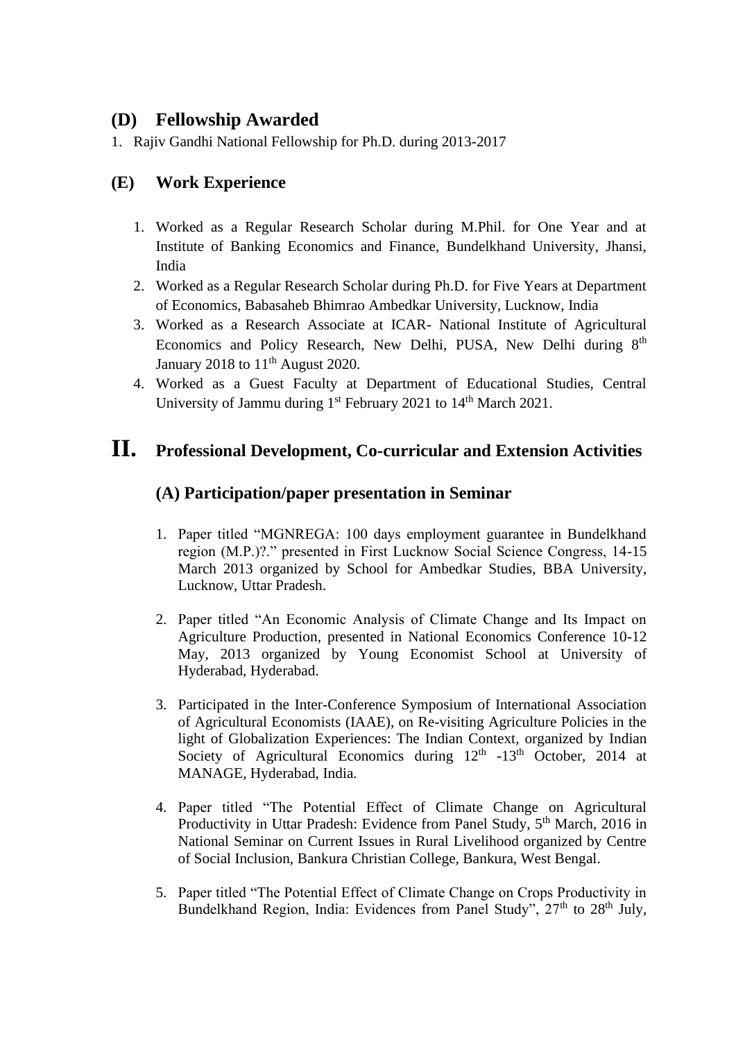## (D) Fellowship Awarded

1. Rajiv Gandhi National Fellowship for Ph.D. during 2013-2017

## (E) Work Experience

1. Worked as a Regular Research Scholar during M.Phil. for One Year and at Institute of Banking Economics and Finance, Bundelkhand University, Jhansi, India
2. Worked as a Regular Research Scholar during Ph.D. for Five Years at Department of Economics, Babasaheb Bhimrao Ambedkar University, Lucknow, India
3. Worked as a Research Associate at ICAR- National Institute of Agricultural Economics and Policy Research, New Delhi, PUSA, New Delhi during 8th January 2018 to 11th August 2020.
4. Worked as a Guest Faculty at Department of Educational Studies, Central University of Jammu during 1st February 2021 to 14th March 2021.

# II. Professional Development, Co-curricular and Extension Activities

## (A) Participation/paper presentation in Seminar

1. Paper titled "MGNREGA: 100 days employment guarantee in Bundelkhand region (M.P.)?." presented in First Lucknow Social Science Congress, 14-15 March 2013 organized by School for Ambedkar Studies, BBA University, Lucknow, Uttar Pradesh.

2. Paper titled "An Economic Analysis of Climate Change and Its Impact on Agriculture Production, presented in National Economics Conference 10-12 May, 2013 organized by Young Economist School at University of Hyderabad, Hyderabad.

3. Participated in the Inter-Conference Symposium of International Association of Agricultural Economists (IAAE), on Re-visiting Agriculture Policies in the light of Globalization Experiences: The Indian Context, organized by Indian Society of Agricultural Economics during 12th -13th October, 2014 at MANAGE, Hyderabad, India.

4. Paper titled "The Potential Effect of Climate Change on Agricultural Productivity in Uttar Pradesh: Evidence from Panel Study, 5th March, 2016 in National Seminar on Current Issues in Rural Livelihood organized by Centre of Social Inclusion, Bankura Christian College, Bankura, West Bengal.

5. Paper titled "The Potential Effect of Climate Change on Crops Productivity in Bundelkhand Region, India: Evidences from Panel Study", 27th to 28th July,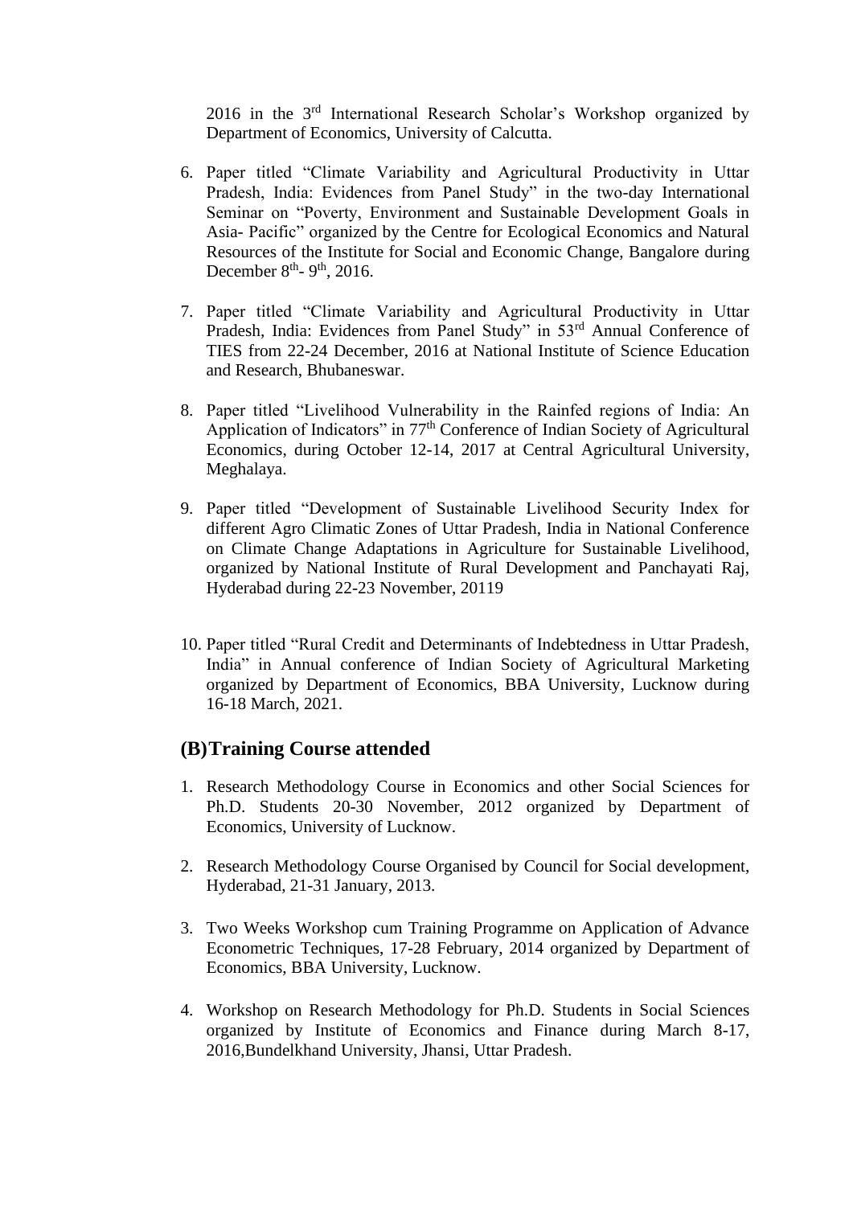2016 in the 3rd International Research Scholar's Workshop organized by Department of Economics, University of Calcutta.

6. Paper titled "Climate Variability and Agricultural Productivity in Uttar Pradesh, India: Evidences from Panel Study" in the two-day International Seminar on "Poverty, Environment and Sustainable Development Goals in Asia- Pacific" organized by the Centre for Ecological Economics and Natural Resources of the Institute for Social and Economic Change, Bangalore during December 8th- 9th, 2016.

7. Paper titled "Climate Variability and Agricultural Productivity in Uttar Pradesh, India: Evidences from Panel Study" in 53rd Annual Conference of TIES from 22-24 December, 2016 at National Institute of Science Education and Research, Bhubaneswar.

8. Paper titled "Livelihood Vulnerability in the Rainfed regions of India: An Application of Indicators" in 77th Conference of Indian Society of Agricultural Economics, during October 12-14, 2017 at Central Agricultural University, Meghalaya.

9. Paper titled "Development of Sustainable Livelihood Security Index for different Agro Climatic Zones of Uttar Pradesh, India in National Conference on Climate Change Adaptations in Agriculture for Sustainable Livelihood, organized by National Institute of Rural Development and Panchayati Raj, Hyderabad during 22-23 November, 20119

10. Paper titled "Rural Credit and Determinants of Indebtedness in Uttar Pradesh, India" in Annual conference of Indian Society of Agricultural Marketing organized by Department of Economics, BBA University, Lucknow during 16-18 March, 2021.

## (B)Training Course attended

1. Research Methodology Course in Economics and other Social Sciences for Ph.D. Students 20-30 November, 2012 organized by Department of Economics, University of Lucknow.

2. Research Methodology Course Organised by Council for Social development, Hyderabad, 21-31 January, 2013.

3. Two Weeks Workshop cum Training Programme on Application of Advance Econometric Techniques, 17-28 February, 2014 organized by Department of Economics, BBA University, Lucknow.

4. Workshop on Research Methodology for Ph.D. Students in Social Sciences organized by Institute of Economics and Finance during March 8-17, 2016,Bundelkhand University, Jhansi, Uttar Pradesh.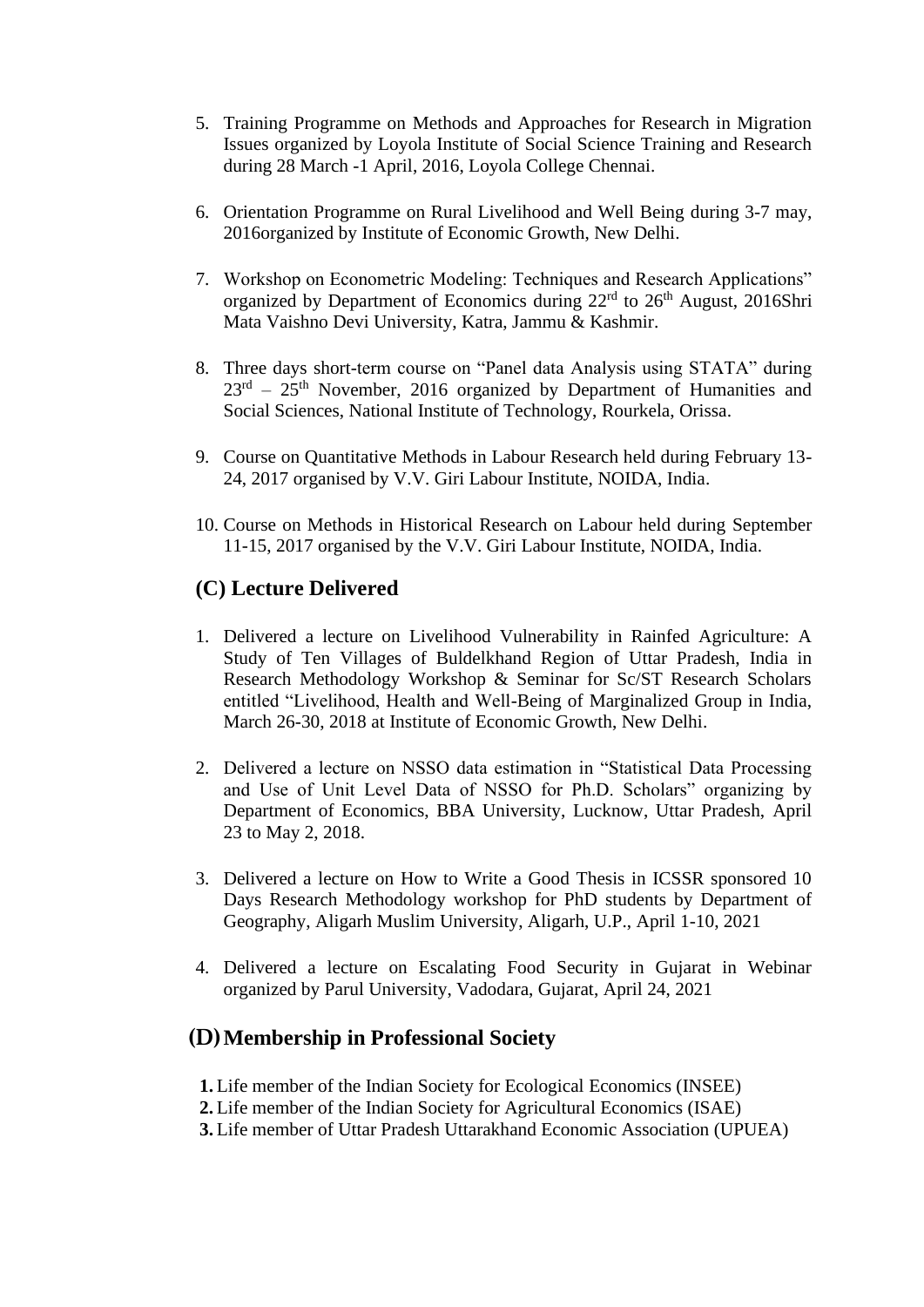5. Training Programme on Methods and Approaches for Research in Migration Issues organized by Loyola Institute of Social Science Training and Research during 28 March -1 April, 2016, Loyola College Chennai.

6. Orientation Programme on Rural Livelihood and Well Being during 3-7 may, 2016organized by Institute of Economic Growth, New Delhi.

7. Workshop on Econometric Modeling: Techniques and Research Applications" organized by Department of Economics during 22rd to 26th August, 2016Shri Mata Vaishno Devi University, Katra, Jammu & Kashmir.

8. Three days short-term course on "Panel data Analysis using STATA" during 23rd – 25th November, 2016 organized by Department of Humanities and Social Sciences, National Institute of Technology, Rourkela, Orissa.

9. Course on Quantitative Methods in Labour Research held during February 13-24, 2017 organised by V.V. Giri Labour Institute, NOIDA, India.

10. Course on Methods in Historical Research on Labour held during September 11-15, 2017 organised by the V.V. Giri Labour Institute, NOIDA, India.

## (C) Lecture Delivered

1. Delivered a lecture on Livelihood Vulnerability in Rainfed Agriculture: A Study of Ten Villages of Buldelkhand Region of Uttar Pradesh, India in Research Methodology Workshop & Seminar for Sc/ST Research Scholars entitled "Livelihood, Health and Well-Being of Marginalized Group in India, March 26-30, 2018 at Institute of Economic Growth, New Delhi.

2. Delivered a lecture on NSSO data estimation in "Statistical Data Processing and Use of Unit Level Data of NSSO for Ph.D. Scholars" organizing by Department of Economics, BBA University, Lucknow, Uttar Pradesh, April 23 to May 2, 2018.

3. Delivered a lecture on How to Write a Good Thesis in ICSSR sponsored 10 Days Research Methodology workshop for PhD students by Department of Geography, Aligarh Muslim University, Aligarh, U.P., April 1-10, 2021

4. Delivered a lecture on Escalating Food Security in Gujarat in Webinar organized by Parul University, Vadodara, Gujarat, April 24, 2021

## (D) Membership in Professional Society

1. Life member of the Indian Society for Ecological Economics (INSEE)
2. Life member of the Indian Society for Agricultural Economics (ISAE)
3. Life member of Uttar Pradesh Uttarakhand Economic Association (UPUEA)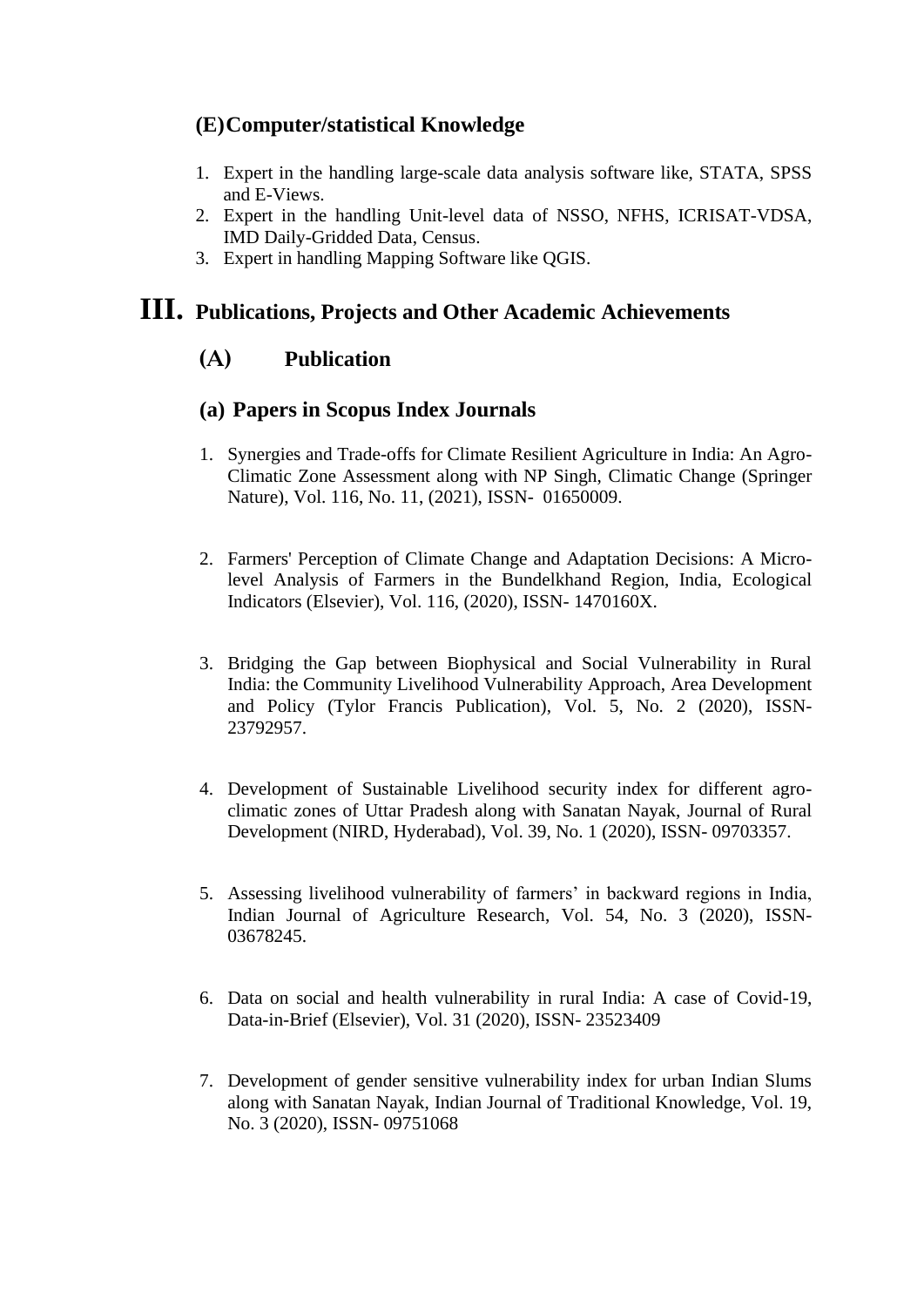### (E) Computer/statistical Knowledge

1. Expert in the handling large-scale data analysis software like, STATA, SPSS and E-Views.
2. Expert in the handling Unit-level data of NSSO, NFHS, ICRISAT-VDSA, IMD Daily-Gridded Data, Census.
3. Expert in handling Mapping Software like QGIS.

## III. Publications, Projects and Other Academic Achievements

### (A) Publication

### (a) Papers in Scopus Index Journals

1. Synergies and Trade-offs for Climate Resilient Agriculture in India: An Agro-Climatic Zone Assessment along with NP Singh, Climatic Change (Springer Nature), Vol. 116, No. 11, (2021), ISSN- 01650009.

2. Farmers' Perception of Climate Change and Adaptation Decisions: A Micro-level Analysis of Farmers in the Bundelkhand Region, India, Ecological Indicators (Elsevier), Vol. 116, (2020), ISSN- 1470160X.

3. Bridging the Gap between Biophysical and Social Vulnerability in Rural India: the Community Livelihood Vulnerability Approach, Area Development and Policy (Tylor Francis Publication), Vol. 5, No. 2 (2020), ISSN-23792957.

4. Development of Sustainable Livelihood security index for different agro-climatic zones of Uttar Pradesh along with Sanatan Nayak, Journal of Rural Development (NIRD, Hyderabad), Vol. 39, No. 1 (2020), ISSN- 09703357.

5. Assessing livelihood vulnerability of farmers' in backward regions in India, Indian Journal of Agriculture Research, Vol. 54, No. 3 (2020), ISSN-03678245.

6. Data on social and health vulnerability in rural India: A case of Covid-19, Data-in-Brief (Elsevier), Vol. 31 (2020), ISSN- 23523409

7. Development of gender sensitive vulnerability index for urban Indian Slums along with Sanatan Nayak, Indian Journal of Traditional Knowledge, Vol. 19, No. 3 (2020), ISSN- 09751068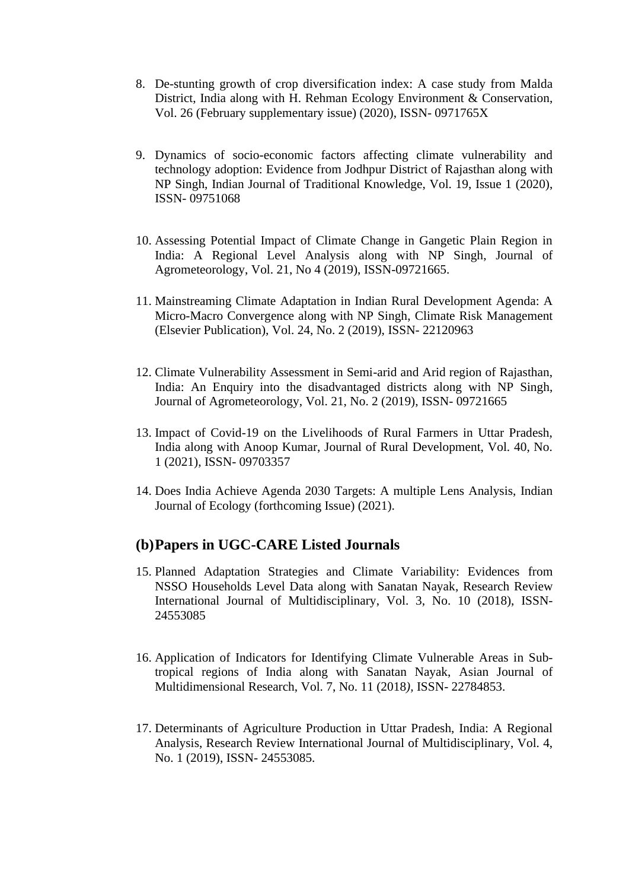8. De-stunting growth of crop diversification index: A case study from Malda District, India along with H. Rehman Ecology Environment & Conservation, Vol. 26 (February supplementary issue) (2020), ISSN- 0971765X

9. Dynamics of socio-economic factors affecting climate vulnerability and technology adoption: Evidence from Jodhpur District of Rajasthan along with NP Singh, Indian Journal of Traditional Knowledge, Vol. 19, Issue 1 (2020), ISSN- 09751068

10. Assessing Potential Impact of Climate Change in Gangetic Plain Region in India: A Regional Level Analysis along with NP Singh, Journal of Agrometeorology, Vol. 21, No 4 (2019), ISSN-09721665.

11. Mainstreaming Climate Adaptation in Indian Rural Development Agenda: A Micro-Macro Convergence along with NP Singh, Climate Risk Management (Elsevier Publication), Vol. 24, No. 2 (2019), ISSN- 22120963

12. Climate Vulnerability Assessment in Semi-arid and Arid region of Rajasthan, India: An Enquiry into the disadvantaged districts along with NP Singh, Journal of Agrometeorology, Vol. 21, No. 2 (2019), ISSN- 09721665

13. Impact of Covid-19 on the Livelihoods of Rural Farmers in Uttar Pradesh, India along with Anoop Kumar, Journal of Rural Development, Vol. 40, No. 1 (2021), ISSN- 09703357

14. Does India Achieve Agenda 2030 Targets: A multiple Lens Analysis, Indian Journal of Ecology (forthcoming Issue) (2021).

### (b) Papers in UGC-CARE Listed Journals

15. Planned Adaptation Strategies and Climate Variability: Evidences from NSSO Households Level Data along with Sanatan Nayak, Research Review International Journal of Multidisciplinary, Vol. 3, No. 10 (2018), ISSN- 24553085

16. Application of Indicators for Identifying Climate Vulnerable Areas in Sub-tropical regions of India along with Sanatan Nayak, Asian Journal of Multidimensional Research, Vol. 7, No. 11 (2018), ISSN- 22784853.

17. Determinants of Agriculture Production in Uttar Pradesh, India: A Regional Analysis, Research Review International Journal of Multidisciplinary, Vol. 4, No. 1 (2019), ISSN- 24553085.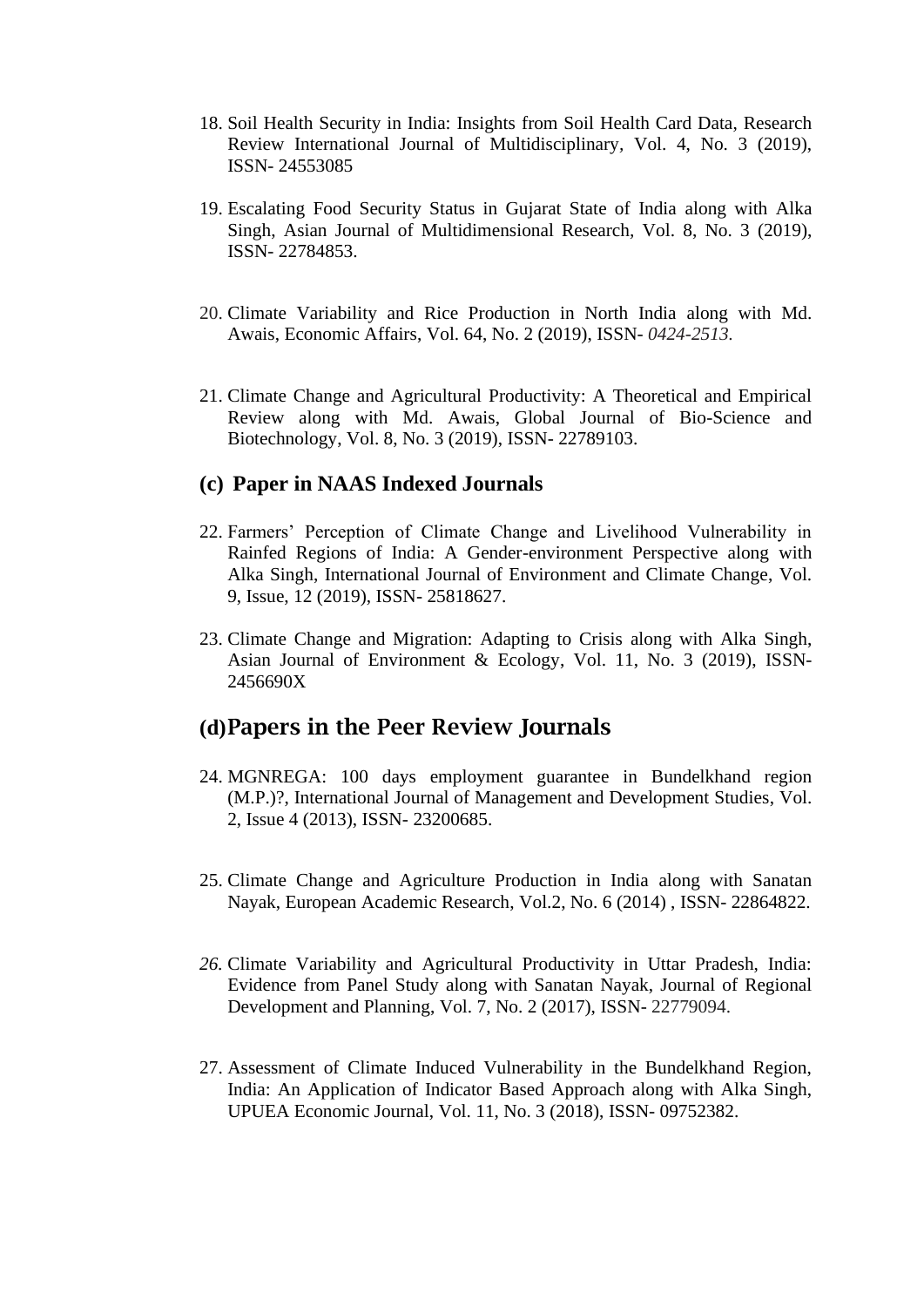18. Soil Health Security in India: Insights from Soil Health Card Data, Research Review International Journal of Multidisciplinary, Vol. 4, No. 3 (2019), ISSN- 24553085

19. Escalating Food Security Status in Gujarat State of India along with Alka Singh, Asian Journal of Multidimensional Research, Vol. 8, No. 3 (2019), ISSN- 22784853.

20. Climate Variability and Rice Production in North India along with Md. Awais, Economic Affairs, Vol. 64, No. 2 (2019), ISSN- *0424-2513.*

21. Climate Change and Agricultural Productivity: A Theoretical and Empirical Review along with Md. Awais, Global Journal of Bio-Science and Biotechnology, Vol. 8, No. 3 (2019), ISSN- 22789103.

### (c) Paper in NAAS Indexed Journals

22. Farmers' Perception of Climate Change and Livelihood Vulnerability in Rainfed Regions of India: A Gender-environment Perspective along with Alka Singh, International Journal of Environment and Climate Change, Vol. 9, Issue, 12 (2019), ISSN- 25818627.

23. Climate Change and Migration: Adapting to Crisis along with Alka Singh, Asian Journal of Environment & Ecology, Vol. 11, No. 3 (2019), ISSN-2456690X

### (d)Papers in the Peer Review Journals

24. MGNREGA: 100 days employment guarantee in Bundelkhand region (M.P.)?, International Journal of Management and Development Studies, Vol. 2, Issue 4 (2013), ISSN- 23200685.

25. Climate Change and Agriculture Production in India along with Sanatan Nayak, European Academic Research, Vol.2, No. 6 (2014) , ISSN- 22864822.

26. Climate Variability and Agricultural Productivity in Uttar Pradesh, India: Evidence from Panel Study along with Sanatan Nayak, Journal of Regional Development and Planning, Vol. 7, No. 2 (2017), ISSN- 22779094.

27. Assessment of Climate Induced Vulnerability in the Bundelkhand Region, India: An Application of Indicator Based Approach along with Alka Singh, UPUEA Economic Journal, Vol. 11, No. 3 (2018), ISSN- 09752382.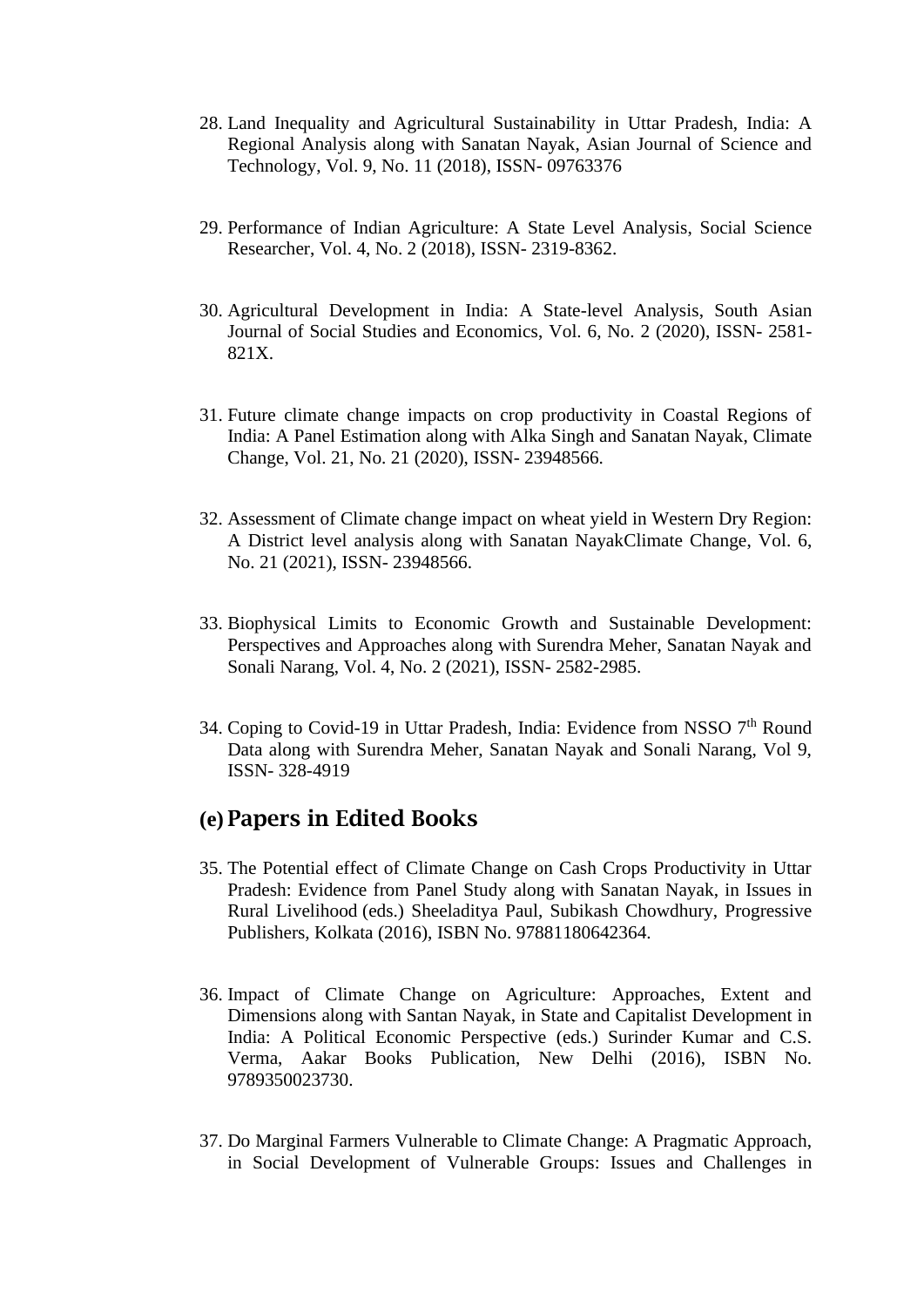28. Land Inequality and Agricultural Sustainability in Uttar Pradesh, India: A Regional Analysis along with Sanatan Nayak, Asian Journal of Science and Technology, Vol. 9, No. 11 (2018), ISSN- 09763376

29. Performance of Indian Agriculture: A State Level Analysis, Social Science Researcher, Vol. 4, No. 2 (2018), ISSN- 2319-8362.

30. Agricultural Development in India: A State-level Analysis, South Asian Journal of Social Studies and Economics, Vol. 6, No. 2 (2020), ISSN- 2581-821X.

31. Future climate change impacts on crop productivity in Coastal Regions of India: A Panel Estimation along with Alka Singh and Sanatan Nayak, Climate Change, Vol. 21, No. 21 (2020), ISSN- 23948566.

32. Assessment of Climate change impact on wheat yield in Western Dry Region: A District level analysis along with Sanatan NayakClimate Change, Vol. 6, No. 21 (2021), ISSN- 23948566.

33. Biophysical Limits to Economic Growth and Sustainable Development: Perspectives and Approaches along with Surendra Meher, Sanatan Nayak and Sonali Narang, Vol. 4, No. 2 (2021), ISSN- 2582-2985.

34. Coping to Covid-19 in Uttar Pradesh, India: Evidence from NSSO 7th Round Data along with Surendra Meher, Sanatan Nayak and Sonali Narang, Vol 9, ISSN- 328-4919

## (e) Papers in Edited Books

35. The Potential effect of Climate Change on Cash Crops Productivity in Uttar Pradesh: Evidence from Panel Study along with Sanatan Nayak, in Issues in Rural Livelihood (eds.) Sheeladitya Paul, Subikash Chowdhury, Progressive Publishers, Kolkata (2016), ISBN No. 97881180642364.

36. Impact of Climate Change on Agriculture: Approaches, Extent and Dimensions along with Santan Nayak, in State and Capitalist Development in India: A Political Economic Perspective (eds.) Surinder Kumar and C.S. Verma, Aakar Books Publication, New Delhi (2016), ISBN No. 9789350023730.

37. Do Marginal Farmers Vulnerable to Climate Change: A Pragmatic Approach, in Social Development of Vulnerable Groups: Issues and Challenges in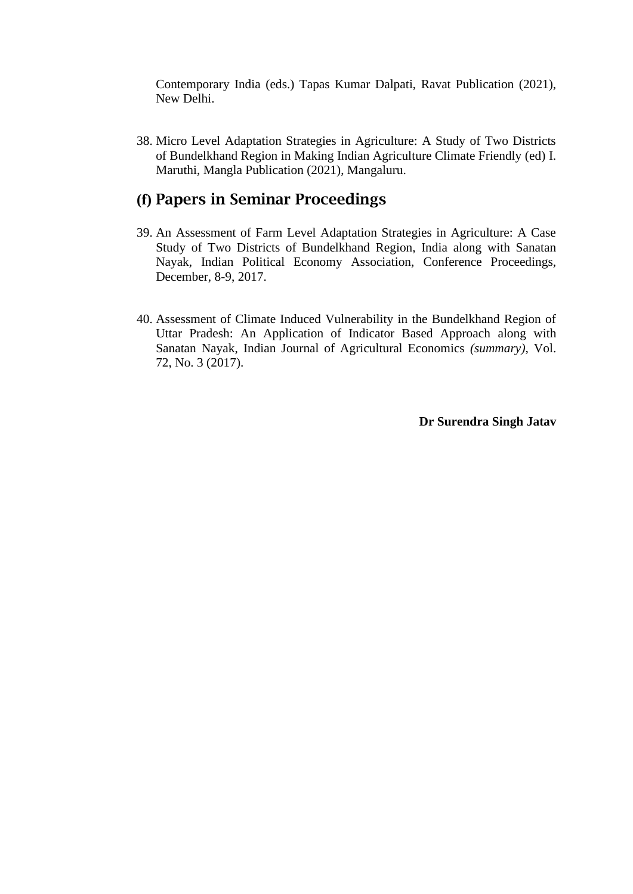Contemporary India (eds.) Tapas Kumar Dalpati, Ravat Publication (2021), New Delhi.

38. Micro Level Adaptation Strategies in Agriculture: A Study of Two Districts of Bundelkhand Region in Making Indian Agriculture Climate Friendly (ed) I. Maruthi, Mangla Publication (2021), Mangaluru.

## (f) Papers in Seminar Proceedings

39. An Assessment of Farm Level Adaptation Strategies in Agriculture: A Case Study of Two Districts of Bundelkhand Region, India along with Sanatan Nayak, Indian Political Economy Association, Conference Proceedings, December, 8-9, 2017.

40. Assessment of Climate Induced Vulnerability in the Bundelkhand Region of Uttar Pradesh: An Application of Indicator Based Approach along with Sanatan Nayak, Indian Journal of Agricultural Economics *(summary)*, Vol. 72, No. 3 (2017).

**Dr Surendra Singh Jatav**